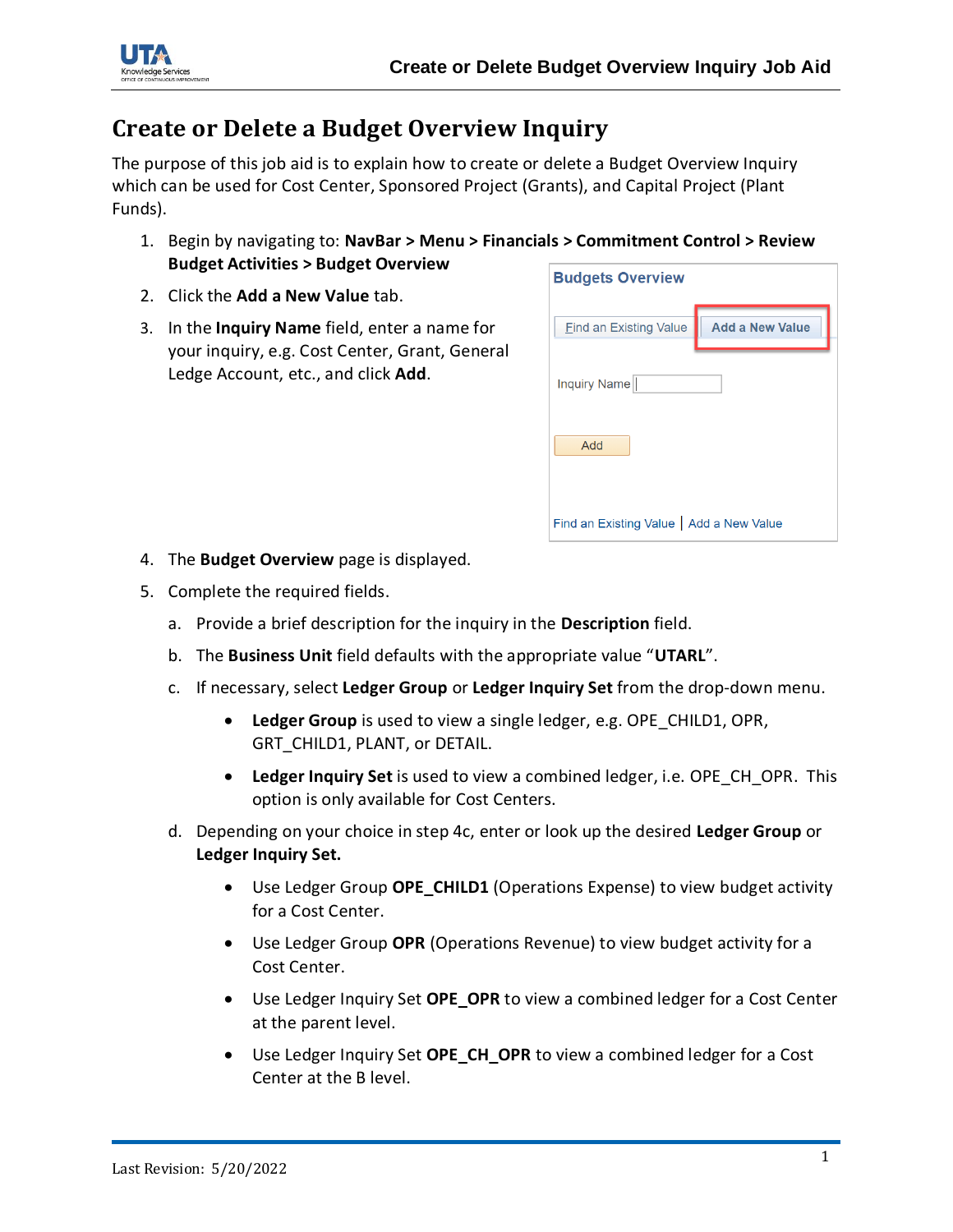# Create or Delete a Budget Overview Inquiry

The purpose of this job aid is to explain how to create or delete a Budget Overview Inquiry which can be used for Cost Center, Sponsored Project (Grants), and Capital Project (Plant Funds).

1. Begin by navigating to: **NavBar > Menu > Financials > Commitment Control > Review Budget Activities > Budget Overview**
2. Click the **Add a New Value** tab.
3. In the **Inquiry Name** field, enter a name for your inquiry, e.g. Cost Center, Grant, General Ledge Account, etc., and click **Add**.
4. The **Budget Overview** page is displayed.
5. Complete the required fields.
   a. Provide a brief description for the inquiry in the **Description** field.
   b. The **Business Unit** field defaults with the appropriate value "**UTARL**".
   c. If necessary, select **Ledger Group** or **Ledger Inquiry Set** from the drop-down menu.
      - **Ledger Group** is used to view a single ledger, e.g. OPE_CHILD1, OPR, GRT_CHILD1, PLANT, or DETAIL.
      - **Ledger Inquiry Set** is used to view a combined ledger, i.e. OPE_CH_OPR. This option is only available for Cost Centers.
   d. Depending on your choice in step 4c, enter or look up the desired **Ledger Group** or **Ledger Inquiry Set.**
      - Use Ledger Group **OPE_CHILD1** (Operations Expense) to view budget activity for a Cost Center.
      - Use Ledger Group **OPR** (Operations Revenue) to view budget activity for a Cost Center.
      - Use Ledger Inquiry Set **OPE_OPR** to view a combined ledger for a Cost Center at the parent level.
      - Use Ledger Inquiry Set **OPE_CH_OPR** to view a combined ledger for a Cost Center at the B level.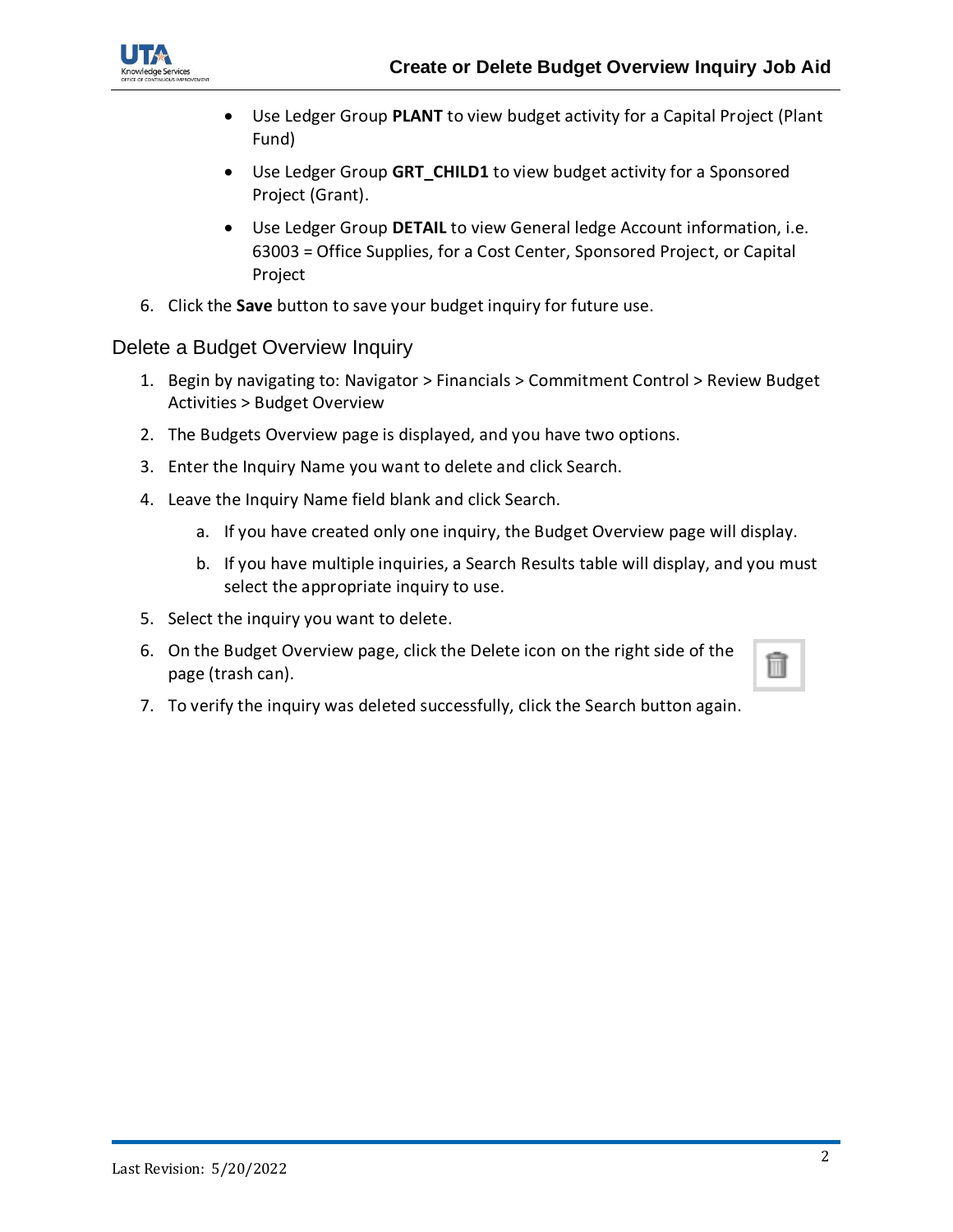- Use Ledger Group **PLANT** to view budget activity for a Capital Project (Plant Fund)
- Use Ledger Group **GRT_CHILD1** to view budget activity for a Sponsored Project (Grant).
- Use Ledger Group **DETAIL** to view General ledge Account information, i.e. 63003 = Office Supplies, for a Cost Center, Sponsored Project, or Capital Project

6. Click the **Save** button to save your budget inquiry for future use.

## Delete a Budget Overview Inquiry

1. Begin by navigating to: Navigator > Financials > Commitment Control > Review Budget Activities > Budget Overview
2. The Budgets Overview page is displayed, and you have two options.
3. Enter the Inquiry Name you want to delete and click Search.
4. Leave the Inquiry Name field blank and click Search.
   a. If you have created only one inquiry, the Budget Overview page will display.
   b. If you have multiple inquiries, a Search Results table will display, and you must select the appropriate inquiry to use.
5. Select the inquiry you want to delete.
6. On the Budget Overview page, click the Delete icon on the right side of the page (trash can).
7. To verify the inquiry was deleted successfully, click the Search button again.